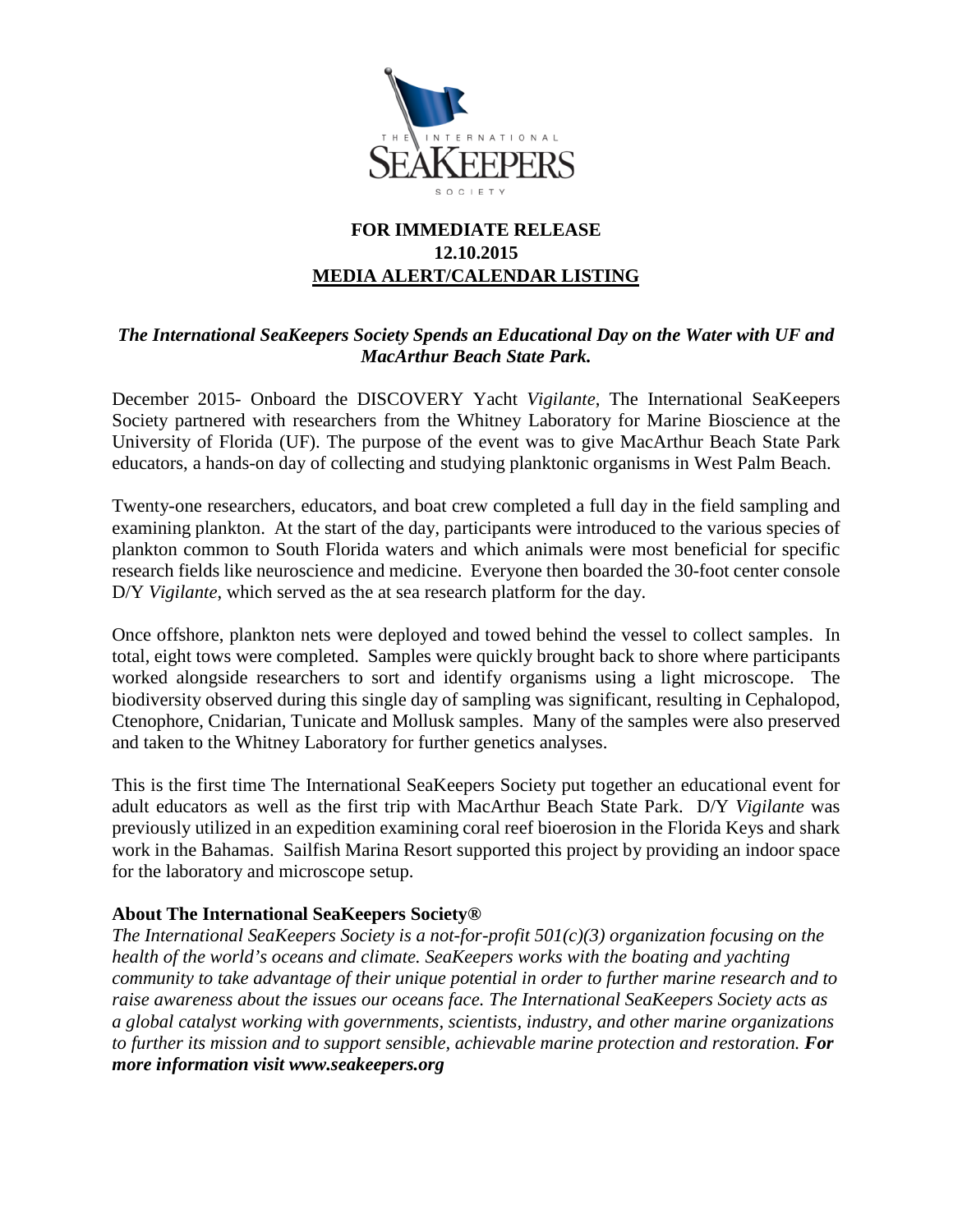**FOR IMMEDIATE RELEASE**
**12.10.2015**
**MEDIA ALERT/CALENDAR LISTING**

***The International SeaKeepers Society Spends an Educational Day on the Water with UF and MacArthur Beach State Park.***

December 2015- Onboard the DISCOVERY Yacht *Vigilante*, The International SeaKeepers Society partnered with researchers from the Whitney Laboratory for Marine Bioscience at the University of Florida (UF). The purpose of the event was to give MacArthur Beach State Park educators, a hands-on day of collecting and studying planktonic organisms in West Palm Beach.

Twenty-one researchers, educators, and boat crew completed a full day in the field sampling and examining plankton. At the start of the day, participants were introduced to the various species of plankton common to South Florida waters and which animals were most beneficial for specific research fields like neuroscience and medicine. Everyone then boarded the 30-foot center console D/Y *Vigilante*, which served as the at sea research platform for the day.

Once offshore, plankton nets were deployed and towed behind the vessel to collect samples. In total, eight tows were completed. Samples were quickly brought back to shore where participants worked alongside researchers to sort and identify organisms using a light microscope. The biodiversity observed during this single day of sampling was significant, resulting in Cephalopod, Ctenophore, Cnidarian, Tunicate and Mollusk samples. Many of the samples were also preserved and taken to the Whitney Laboratory for further genetics analyses.

This is the first time The International SeaKeepers Society put together an educational event for adult educators as well as the first trip with MacArthur Beach State Park. D/Y *Vigilante* was previously utilized in an expedition examining coral reef bioerosion in the Florida Keys and shark work in the Bahamas. Sailfish Marina Resort supported this project by providing an indoor space for the laboratory and microscope setup.

**About The International SeaKeepers Society®**

*The International SeaKeepers Society is a not-for-profit 501(c)(3) organization focusing on the health of the world's oceans and climate. SeaKeepers works with the boating and yachting community to take advantage of their unique potential in order to further marine research and to raise awareness about the issues our oceans face. The International SeaKeepers Society acts as a global catalyst working with governments, scientists, industry, and other marine organizations to further its mission and to support sensible, achievable marine protection and restoration.* ***For more information visit www.seakeepers.org***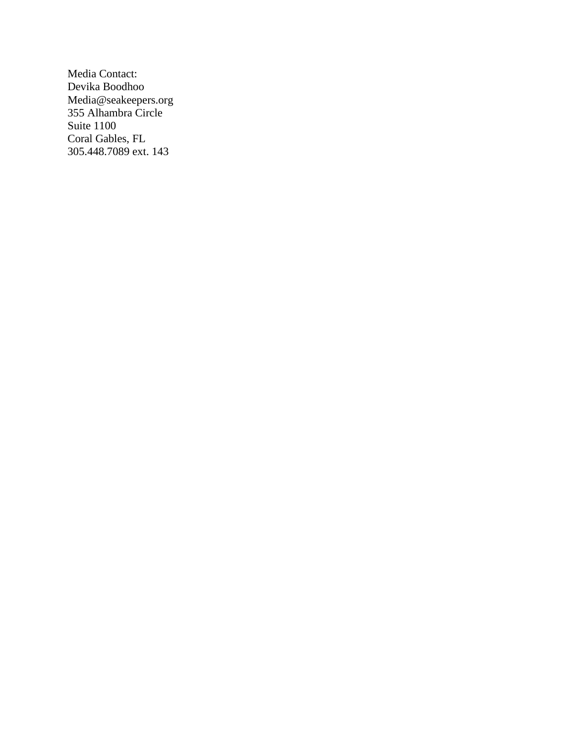Media Contact:
Devika Boodhoo
Media@seakeepers.org
355 Alhambra Circle
Suite 1100
Coral Gables, FL
305.448.7089 ext. 143